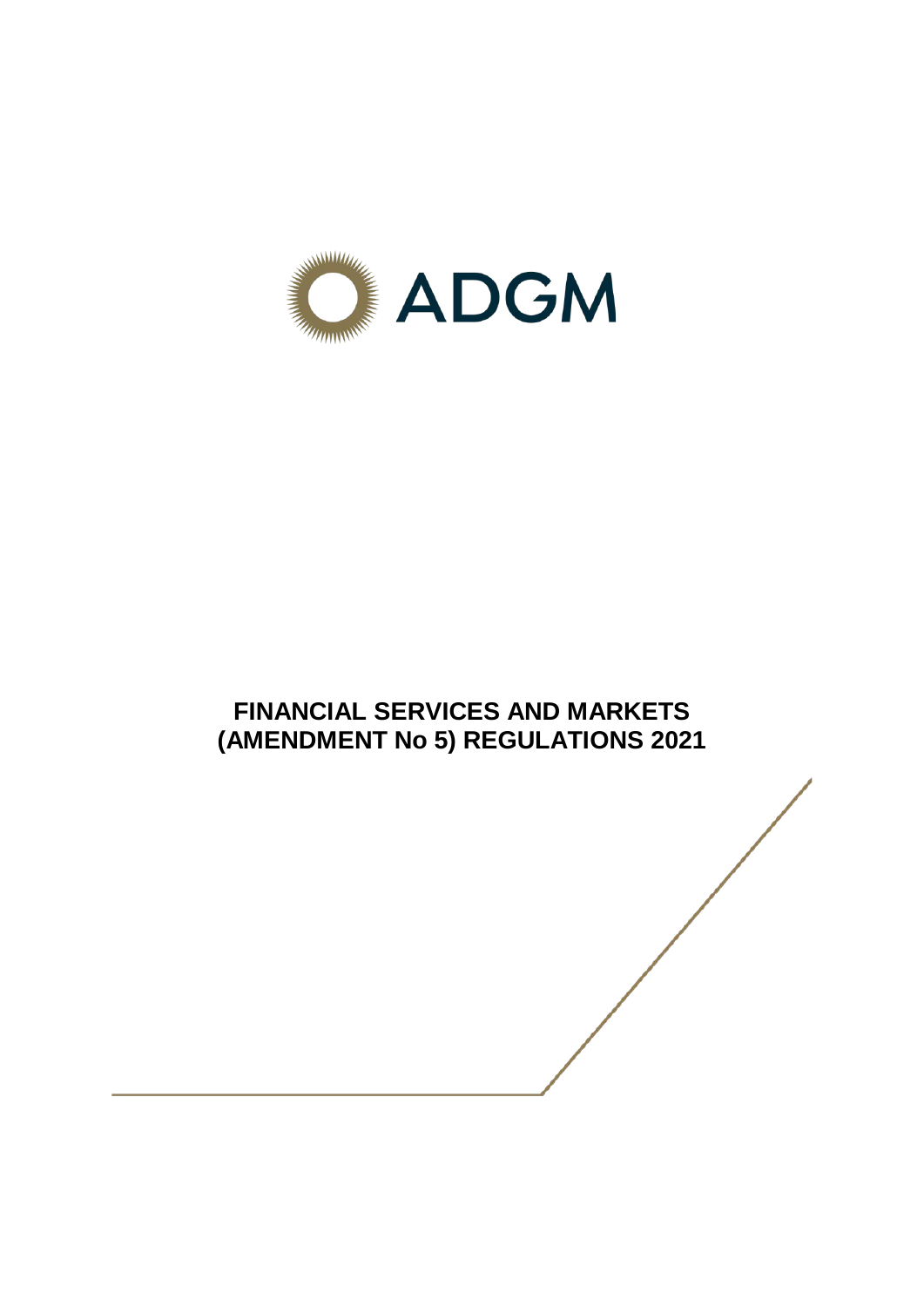ADGM

# FINANCIAL SERVICES AND MARKETS (AMENDMENT No 5) REGULATIONS 2021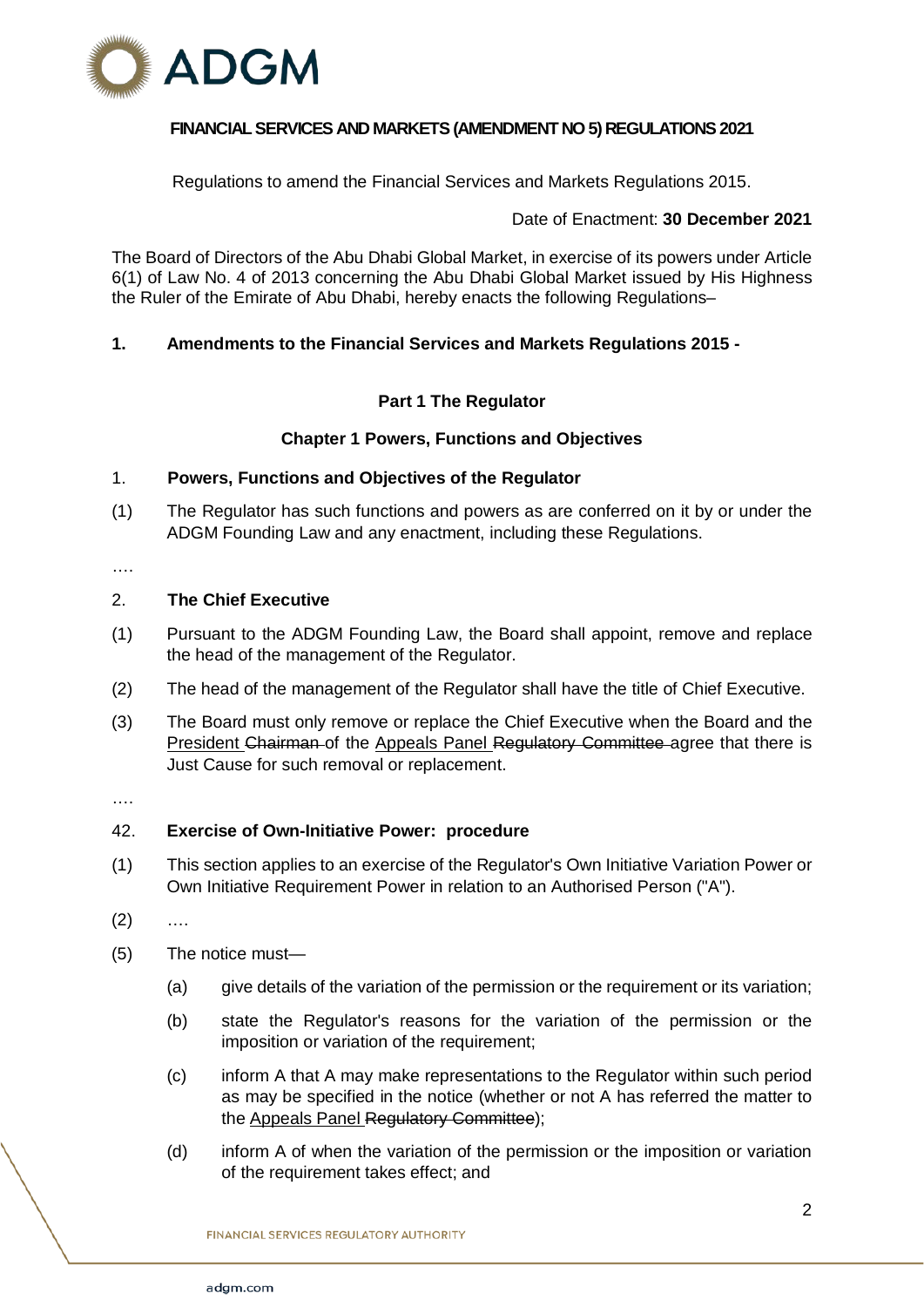**FINANCIAL SERVICES AND MARKETS (AMENDMENT NO 5) REGULATIONS 2021**

Regulations to amend the Financial Services and Markets Regulations 2015.

Date of Enactment: **30 December 2021**

The Board of Directors of the Abu Dhabi Global Market, in exercise of its powers under Article 6(1) of Law No. 4 of 2013 concerning the Abu Dhabi Global Market issued by His Highness the Ruler of the Emirate of Abu Dhabi, hereby enacts the following Regulations–

**1. Amendments to the Financial Services and Markets Regulations 2015 -**

**Part 1 The Regulator**

**Chapter 1 Powers, Functions and Objectives**

1. **Powers, Functions and Objectives of the Regulator**

(1) The Regulator has such functions and powers as are conferred on it by or under the ADGM Founding Law and any enactment, including these Regulations.

….

2. **The Chief Executive**

(1) Pursuant to the ADGM Founding Law, the Board shall appoint, remove and replace the head of the management of the Regulator.

(2) The head of the management of the Regulator shall have the title of Chief Executive.

(3) The Board must only remove or replace the Chief Executive when the Board and the President ~~Chairman~~ of the Appeals Panel ~~Regulatory Committee~~ agree that there is Just Cause for such removal or replacement.

….

42. **Exercise of Own-Initiative Power: procedure**

(1) This section applies to an exercise of the Regulator's Own Initiative Variation Power or Own Initiative Requirement Power in relation to an Authorised Person ("A").

(2) ….

(5) The notice must—

(a) give details of the variation of the permission or the requirement or its variation;

(b) state the Regulator's reasons for the variation of the permission or the imposition or variation of the requirement;

(c) inform A that A may make representations to the Regulator within such period as may be specified in the notice (whether or not A has referred the matter to the Appeals Panel ~~Regulatory Committee~~);

(d) inform A of when the variation of the permission or the imposition or variation of the requirement takes effect; and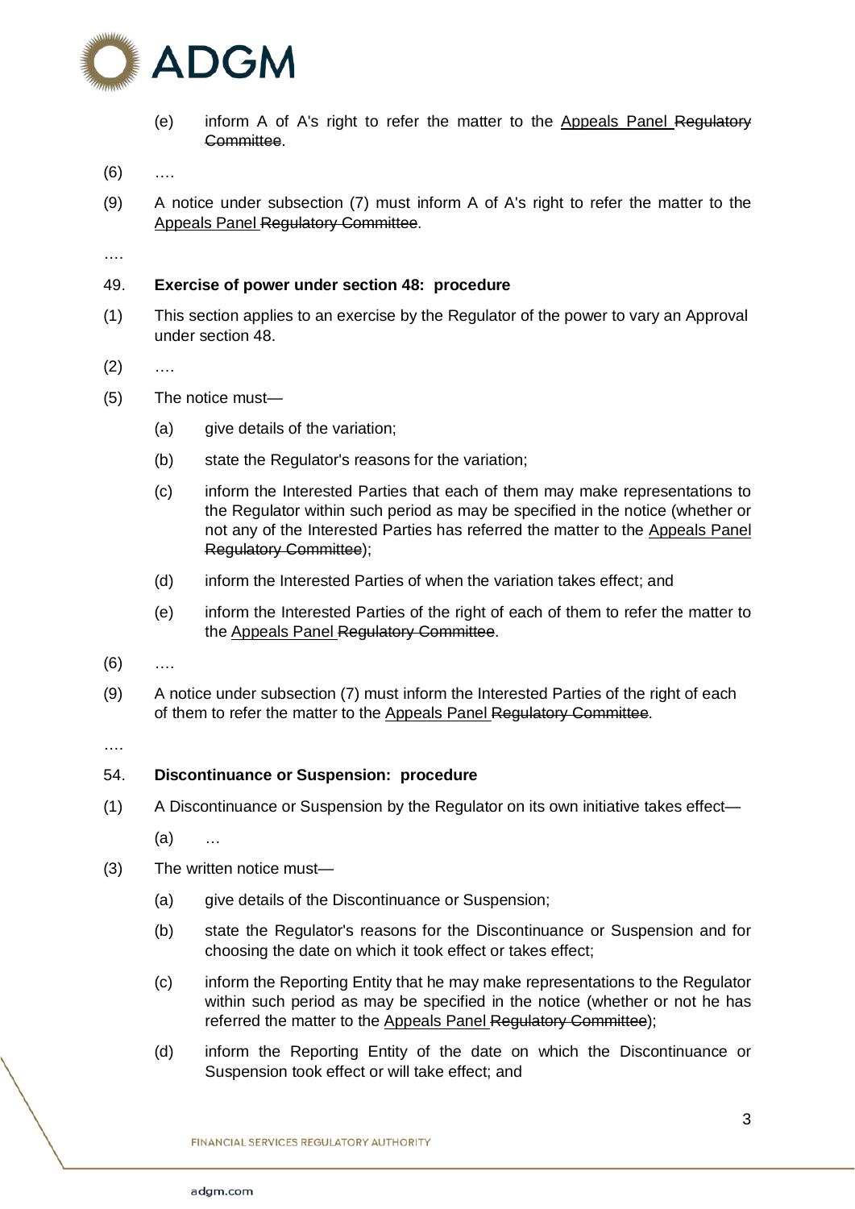(e) inform A of A's right to refer the matter to the <u>Appeals Panel</u> ~~Regulatory Committee~~.

(6) ….

(9) A notice under subsection (7) must inform A of A's right to refer the matter to the <u>Appeals Panel</u> ~~Regulatory Committee~~.

….

49. **Exercise of power under section 48: procedure**

(1) This section applies to an exercise by the Regulator of the power to vary an Approval under section 48.

(2) ….

(5) The notice must—

(a) give details of the variation;

(b) state the Regulator's reasons for the variation;

(c) inform the Interested Parties that each of them may make representations to the Regulator within such period as may be specified in the notice (whether or not any of the Interested Parties has referred the matter to the <u>Appeals Panel</u> ~~Regulatory Committee~~);

(d) inform the Interested Parties of when the variation takes effect; and

(e) inform the Interested Parties of the right of each of them to refer the matter to the <u>Appeals Panel</u> ~~Regulatory Committee~~.

(6) ….

(9) A notice under subsection (7) must inform the Interested Parties of the right of each of them to refer the matter to the <u>Appeals Panel</u> ~~Regulatory Committee~~.

….

54. **Discontinuance or Suspension: procedure**

(1) A Discontinuance or Suspension by the Regulator on its own initiative takes effect—

(a) …

(3) The written notice must—

(a) give details of the Discontinuance or Suspension;

(b) state the Regulator's reasons for the Discontinuance or Suspension and for choosing the date on which it took effect or takes effect;

(c) inform the Reporting Entity that he may make representations to the Regulator within such period as may be specified in the notice (whether or not he has referred the matter to the <u>Appeals Panel</u> ~~Regulatory Committee~~);

(d) inform the Reporting Entity of the date on which the Discontinuance or Suspension took effect or will take effect; and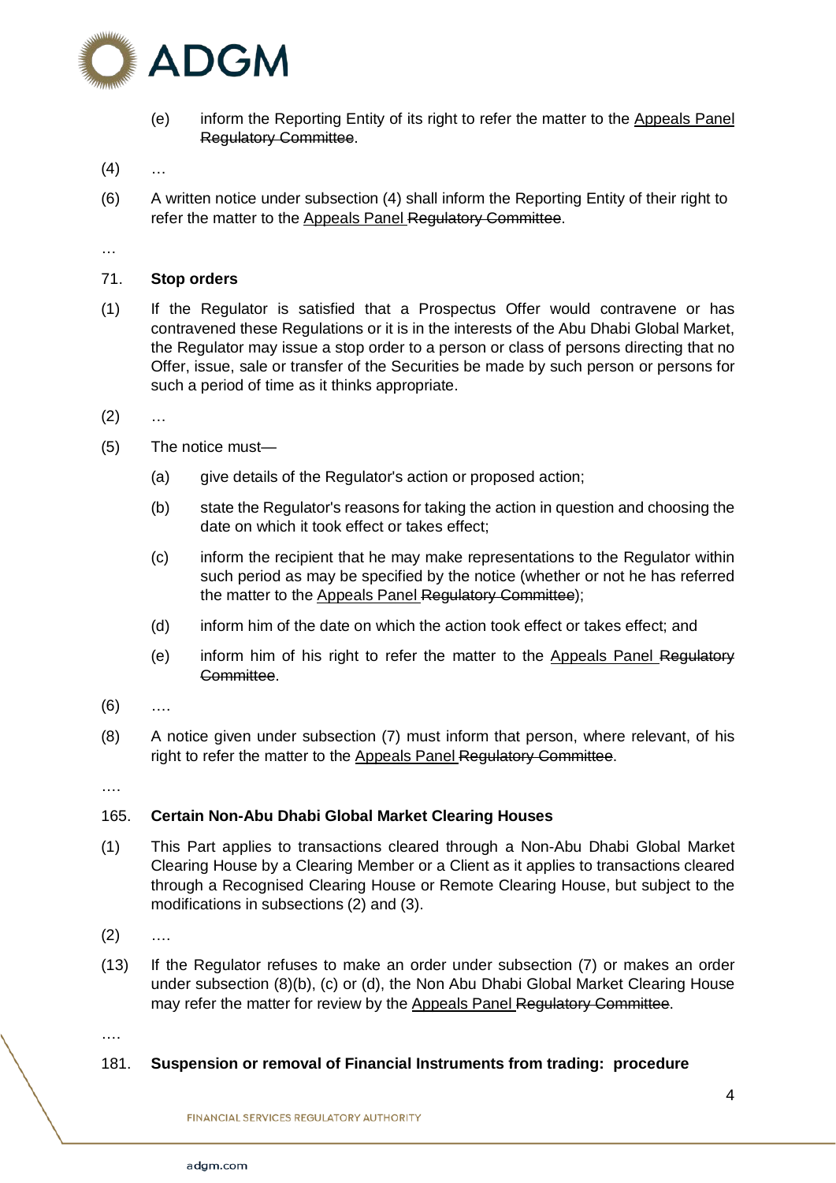(e) inform the Reporting Entity of its right to refer the matter to the <u>Appeals Panel</u> ~~Regulatory Committee~~.

(4) …

(6) A written notice under subsection (4) shall inform the Reporting Entity of their right to refer the matter to the <u>Appeals Panel</u> ~~Regulatory Committee~~.

…

### 71. Stop orders

(1) If the Regulator is satisfied that a Prospectus Offer would contravene or has contravened these Regulations or it is in the interests of the Abu Dhabi Global Market, the Regulator may issue a stop order to a person or class of persons directing that no Offer, issue, sale or transfer of the Securities be made by such person or persons for such a period of time as it thinks appropriate.

(2) …

(5) The notice must—

(a) give details of the Regulator's action or proposed action;

(b) state the Regulator's reasons for taking the action in question and choosing the date on which it took effect or takes effect;

(c) inform the recipient that he may make representations to the Regulator within such period as may be specified by the notice (whether or not he has referred the matter to the <u>Appeals Panel</u> ~~Regulatory Committee~~);

(d) inform him of the date on which the action took effect or takes effect; and

(e) inform him of his right to refer the matter to the <u>Appeals Panel</u> ~~Regulatory Committee~~.

(6) ….

(8) A notice given under subsection (7) must inform that person, where relevant, of his right to refer the matter to the <u>Appeals Panel</u> ~~Regulatory Committee~~.

….

### 165. Certain Non-Abu Dhabi Global Market Clearing Houses

(1) This Part applies to transactions cleared through a Non-Abu Dhabi Global Market Clearing House by a Clearing Member or a Client as it applies to transactions cleared through a Recognised Clearing House or Remote Clearing House, but subject to the modifications in subsections (2) and (3).

(2) ….

(13) If the Regulator refuses to make an order under subsection (7) or makes an order under subsection (8)(b), (c) or (d), the Non Abu Dhabi Global Market Clearing House may refer the matter for review by the <u>Appeals Panel</u> ~~Regulatory Committee~~.

….

### 181. Suspension or removal of Financial Instruments from trading: procedure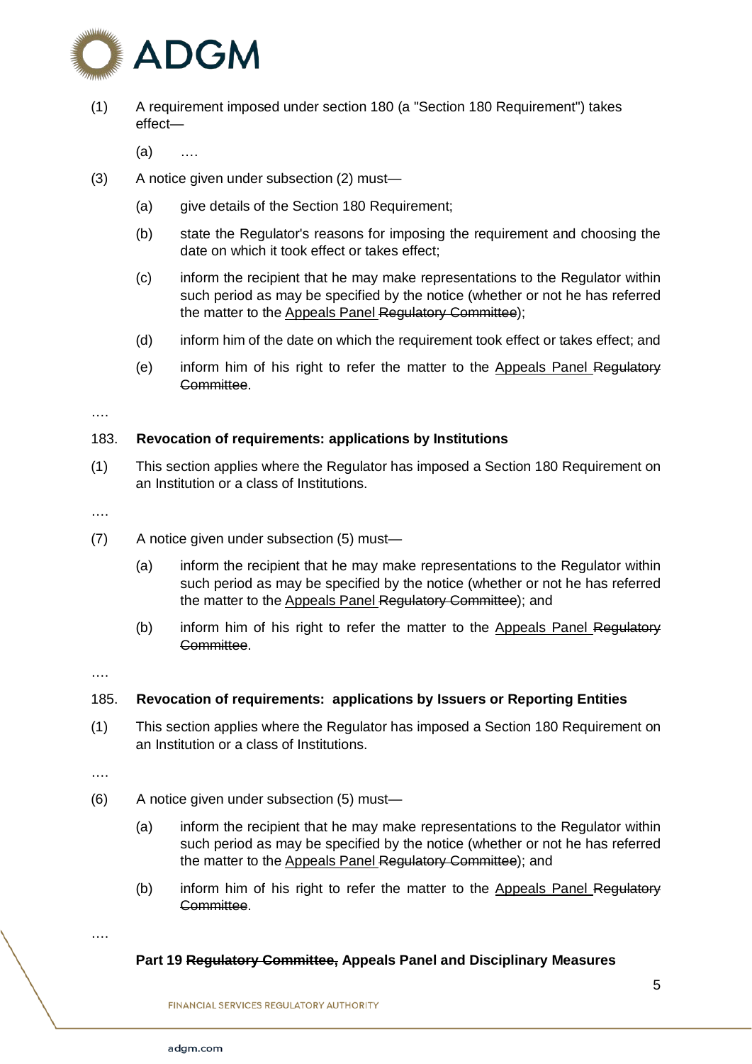(1) A requirement imposed under section 180 (a "Section 180 Requirement") takes effect—

(a) ….

(3) A notice given under subsection (2) must—

(a) give details of the Section 180 Requirement;

(b) state the Regulator's reasons for imposing the requirement and choosing the date on which it took effect or takes effect;

(c) inform the recipient that he may make representations to the Regulator within such period as may be specified by the notice (whether or not he has referred the matter to the <u>Appeals Panel</u> ~~Regulatory Committee~~);

(d) inform him of the date on which the requirement took effect or takes effect; and

(e) inform him of his right to refer the matter to the <u>Appeals Panel</u> ~~Regulatory Committee~~.

….

183. **Revocation of requirements: applications by Institutions**

(1) This section applies where the Regulator has imposed a Section 180 Requirement on an Institution or a class of Institutions.

….

(7) A notice given under subsection (5) must—

(a) inform the recipient that he may make representations to the Regulator within such period as may be specified by the notice (whether or not he has referred the matter to the <u>Appeals Panel</u> ~~Regulatory Committee~~); and

(b) inform him of his right to refer the matter to the <u>Appeals Panel</u> ~~Regulatory Committee~~.

….

185. **Revocation of requirements: applications by Issuers or Reporting Entities**

(1) This section applies where the Regulator has imposed a Section 180 Requirement on an Institution or a class of Institutions.

….

(6) A notice given under subsection (5) must—

(a) inform the recipient that he may make representations to the Regulator within such period as may be specified by the notice (whether or not he has referred the matter to the <u>Appeals Panel</u> ~~Regulatory Committee~~); and

(b) inform him of his right to refer the matter to the <u>Appeals Panel</u> ~~Regulatory Committee~~.

….

**Part 19 ~~Regulatory Committee,~~ Appeals Panel and Disciplinary Measures**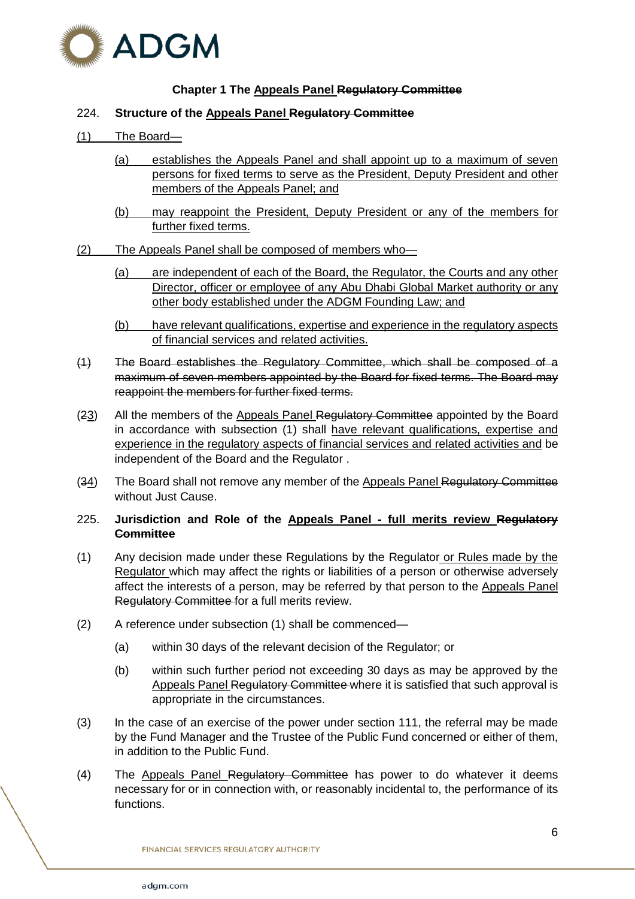**Chapter 1 The <u>Appeals Panel</u> ~~Regulatory Committee~~**

224. **Structure of the <u>Appeals Panel</u> ~~Regulatory Committee~~**

<u>(1) The Board—</u>

<u>(a) establishes the Appeals Panel and shall appoint up to a maximum of seven persons for fixed terms to serve as the President, Deputy President and other members of the Appeals Panel; and</u>

<u>(b) may reappoint the President, Deputy President or any of the members for further fixed terms.</u>

<u>(2) The Appeals Panel shall be composed of members who—</u>

<u>(a) are independent of each of the Board, the Regulator, the Courts and any other Director, officer or employee of any Abu Dhabi Global Market authority or any other body established under the ADGM Founding Law; and</u>

<u>(b) have relevant qualifications, expertise and experience in the regulatory aspects of financial services and related activities.</u>

~~(1) The Board establishes the Regulatory Committee, which shall be composed of a maximum of seven members appointed by the Board for fixed terms. The Board may reappoint the members for further fixed terms.~~

(~~2~~<u>3</u>) All the members of the <u>Appeals Panel</u> ~~Regulatory Committee~~ appointed by the Board in accordance with subsection (1) shall <u>have relevant qualifications, expertise and experience in the regulatory aspects of financial services and related activities and</u> be independent of the Board and the Regulator .

(~~3~~<u>4</u>) The Board shall not remove any member of the <u>Appeals Panel</u> ~~Regulatory Committee~~ without Just Cause.

225. **Jurisdiction and Role of the <u>Appeals Panel - full merits review</u> ~~Regulatory Committee~~**

(1) Any decision made under these Regulations by the Regulator <u>or Rules made by the Regulator</u> which may affect the rights or liabilities of a person or otherwise adversely affect the interests of a person, may be referred by that person to the <u>Appeals Panel</u> ~~Regulatory Committee~~ for a full merits review.

(2) A reference under subsection (1) shall be commenced—

(a) within 30 days of the relevant decision of the Regulator; or

(b) within such further period not exceeding 30 days as may be approved by the <u>Appeals Panel</u> ~~Regulatory Committee~~ where it is satisfied that such approval is appropriate in the circumstances.

(3) In the case of an exercise of the power under section 111, the referral may be made by the Fund Manager and the Trustee of the Public Fund concerned or either of them, in addition to the Public Fund.

(4) The <u>Appeals Panel</u> ~~Regulatory Committee~~ has power to do whatever it deems necessary for or in connection with, or reasonably incidental to, the performance of its functions.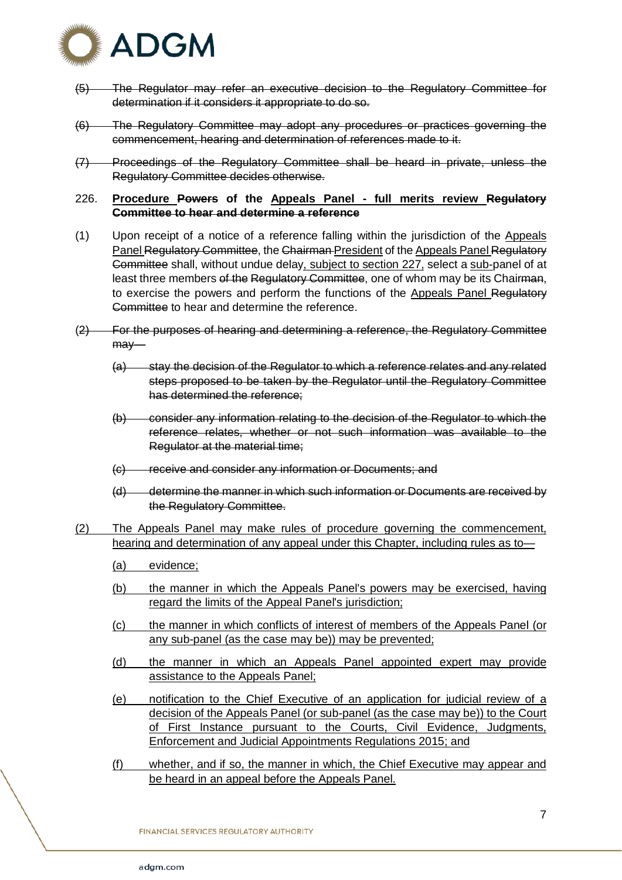(5) ~~The Regulator may refer an executive decision to the Regulatory Committee for determination if it considers it appropriate to do so.~~

(6) ~~The Regulatory Committee may adopt any procedures or practices governing the commencement, hearing and determination of references made to it.~~

(7) ~~Proceedings of the Regulatory Committee shall be heard in private, unless the Regulatory Committee decides otherwise.~~

226. **<u>Procedure</u> ~~Powers~~ of the <u>Appeals Panel - full merits review</u> ~~Regulatory Committee to hear and determine a reference~~**

(1) Upon receipt of a notice of a reference falling within the jurisdiction of the <u>Appeals Panel</u> ~~Regulatory Committee~~, the ~~Chairman~~ <u>President</u> of the <u>Appeals Panel</u> ~~Regulatory Committee~~ shall, without undue delay<u>, subject to section 227,</u> select a <u>sub-</u>panel of at least three members ~~of the Regulatory Committee~~, one of whom may be its Chair~~man~~, to exercise the powers and perform the functions of the <u>Appeals Panel</u> ~~Regulatory Committee~~ to hear and determine the reference.

~~(2) For the purposes of hearing and determining a reference, the Regulatory Committee may—~~

~~(a) stay the decision of the Regulator to which a reference relates and any related steps proposed to be taken by the Regulator until the Regulatory Committee has determined the reference;~~

~~(b) consider any information relating to the decision of the Regulator to which the reference relates, whether or not such information was available to the Regulator at the material time;~~

~~(c) receive and consider any information or Documents; and~~

~~(d) determine the manner in which such information or Documents are received by the Regulatory Committee.~~

<u>(2) The Appeals Panel may make rules of procedure governing the commencement, hearing and determination of any appeal under this Chapter, including rules as to—</u>

<u>(a) evidence;</u>

<u>(b) the manner in which the Appeals Panel's powers may be exercised, having regard the limits of the Appeal Panel's jurisdiction;</u>

<u>(c) the manner in which conflicts of interest of members of the Appeals Panel (or any sub-panel (as the case may be)) may be prevented;</u>

<u>(d) the manner in which an Appeals Panel appointed expert may provide assistance to the Appeals Panel;</u>

<u>(e) notification to the Chief Executive of an application for judicial review of a decision of the Appeals Panel (or sub-panel (as the case may be)) to the Court of First Instance pursuant to the Courts, Civil Evidence, Judgments, Enforcement and Judicial Appointments Regulations 2015; and</u>

<u>(f) whether, and if so, the manner in which, the Chief Executive may appear and be heard in an appeal before the Appeals Panel.</u>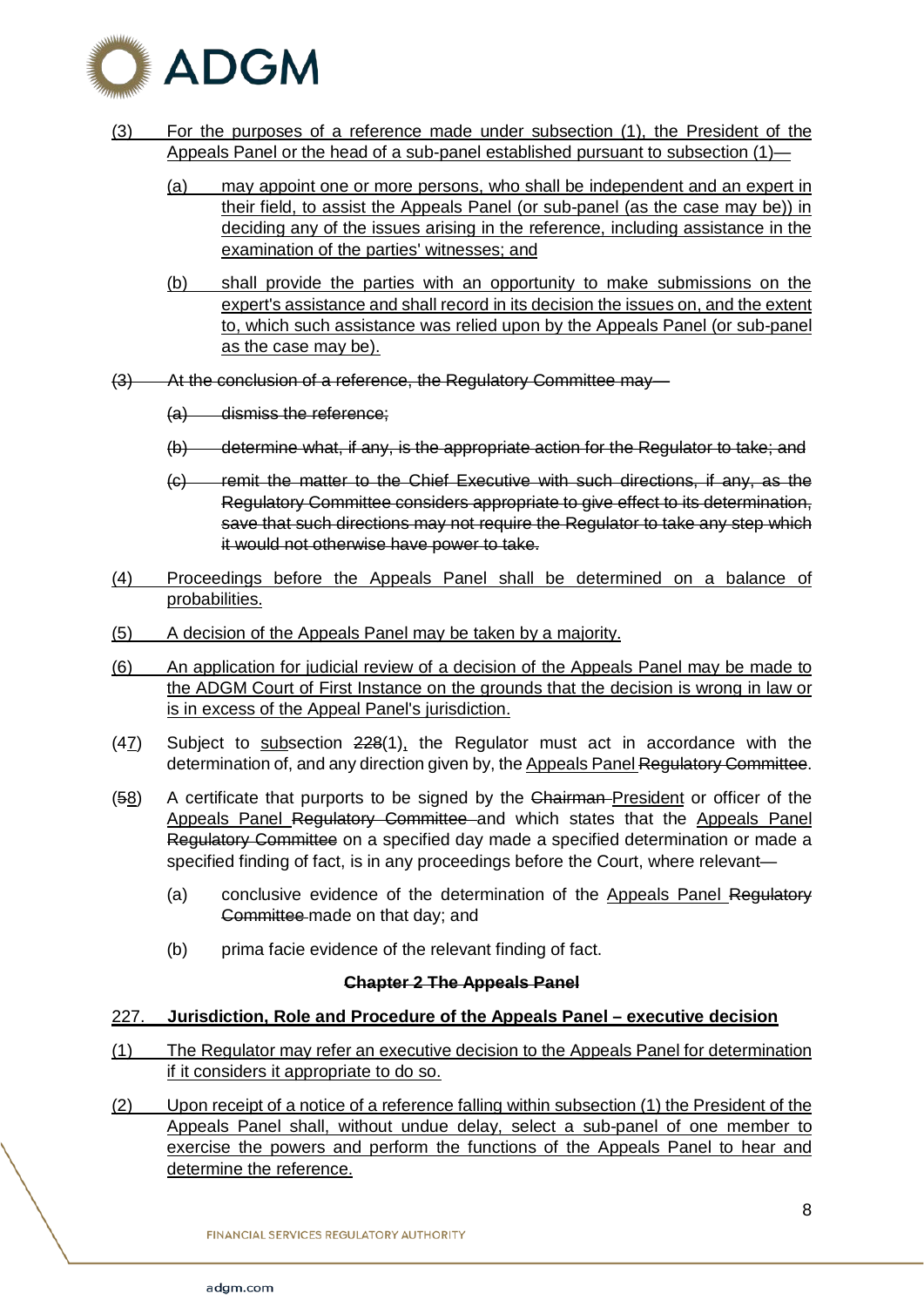(3) For the purposes of a reference made under subsection (1), the President of the Appeals Panel or the head of a sub-panel established pursuant to subsection (1)—

(a) may appoint one or more persons, who shall be independent and an expert in their field, to assist the Appeals Panel (or sub-panel (as the case may be)) in deciding any of the issues arising in the reference, including assistance in the examination of the parties' witnesses; and

(b) shall provide the parties with an opportunity to make submissions on the expert's assistance and shall record in its decision the issues on, and the extent to, which such assistance was relied upon by the Appeals Panel (or sub-panel as the case may be).

~~(3) At the conclusion of a reference, the Regulatory Committee may—~~

~~(a) dismiss the reference;~~

~~(b) determine what, if any, is the appropriate action for the Regulator to take; and~~

~~(c) remit the matter to the Chief Executive with such directions, if any, as the Regulatory Committee considers appropriate to give effect to its determination, save that such directions may not require the Regulator to take any step which it would not otherwise have power to take.~~

(4) Proceedings before the Appeals Panel shall be determined on a balance of probabilities.

(5) A decision of the Appeals Panel may be taken by a majority.

(6) An application for judicial review of a decision of the Appeals Panel may be made to the ADGM Court of First Instance on the grounds that the decision is wrong in law or is in excess of the Appeal Panel's jurisdiction.

(~~4~~7) Subject to subsection ~~228~~(1), the Regulator must act in accordance with the determination of, and any direction given by, the Appeals Panel ~~Regulatory Committee~~.

(~~5~~8) A certificate that purports to be signed by the ~~Chairman~~ President or officer of the Appeals Panel ~~Regulatory Committee~~ and which states that the Appeals Panel ~~Regulatory Committee~~ on a specified day made a specified determination or made a specified finding of fact, is in any proceedings before the Court, where relevant—

(a) conclusive evidence of the determination of the Appeals Panel ~~Regulatory Committee~~ made on that day; and

(b) prima facie evidence of the relevant finding of fact.

**~~Chapter 2 The Appeals Panel~~**

**227. Jurisdiction, Role and Procedure of the Appeals Panel – executive decision**

(1) The Regulator may refer an executive decision to the Appeals Panel for determination if it considers it appropriate to do so.

(2) Upon receipt of a notice of a reference falling within subsection (1) the President of the Appeals Panel shall, without undue delay, select a sub-panel of one member to exercise the powers and perform the functions of the Appeals Panel to hear and determine the reference.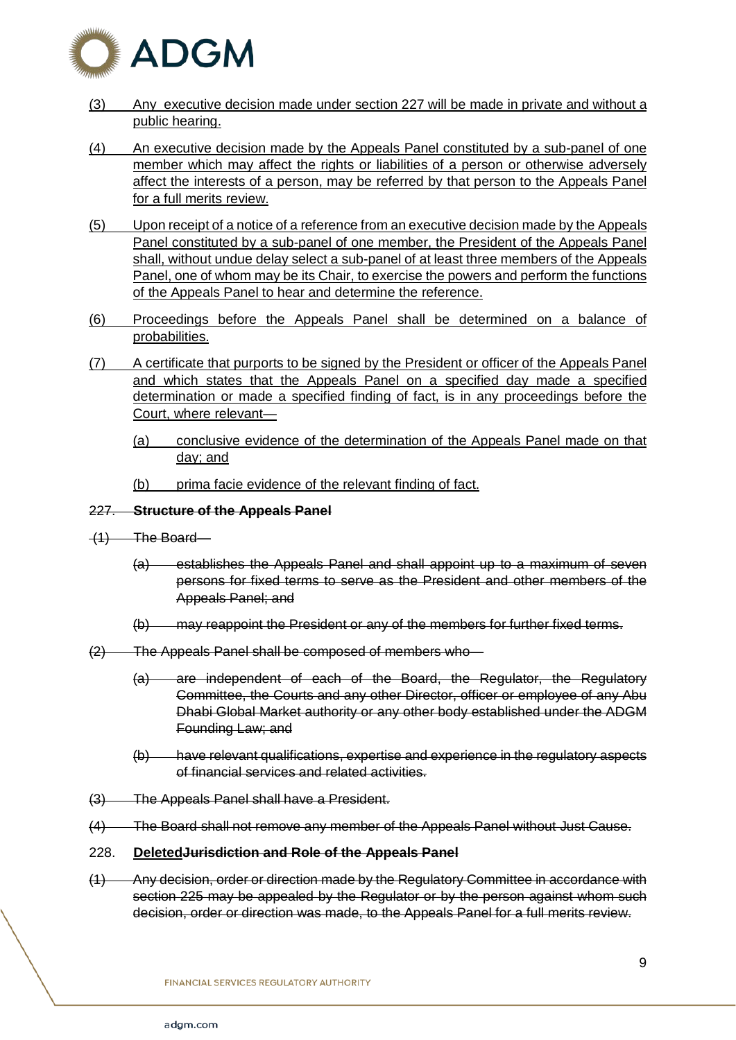(3) Any executive decision made under section 227 will be made in private and without a public hearing.

(4) An executive decision made by the Appeals Panel constituted by a sub-panel of one member which may affect the rights or liabilities of a person or otherwise adversely affect the interests of a person, may be referred by that person to the Appeals Panel for a full merits review.

(5) Upon receipt of a notice of a reference from an executive decision made by the Appeals Panel constituted by a sub-panel of one member, the President of the Appeals Panel shall, without undue delay select a sub-panel of at least three members of the Appeals Panel, one of whom may be its Chair, to exercise the powers and perform the functions of the Appeals Panel to hear and determine the reference.

(6) Proceedings before the Appeals Panel shall be determined on a balance of probabilities.

(7) A certificate that purports to be signed by the President or officer of the Appeals Panel and which states that the Appeals Panel on a specified day made a specified determination or made a specified finding of fact, is in any proceedings before the Court, where relevant—

(a) conclusive evidence of the determination of the Appeals Panel made on that day; and

(b) prima facie evidence of the relevant finding of fact.

~~227. **Structure of the Appeals Panel**~~

~~(1) The Board—~~

~~(a) establishes the Appeals Panel and shall appoint up to a maximum of seven persons for fixed terms to serve as the President and other members of the Appeals Panel; and~~

~~(b) may reappoint the President or any of the members for further fixed terms.~~

~~(2) The Appeals Panel shall be composed of members who—~~

~~(a) are independent of each of the Board, the Regulator, the Regulatory Committee, the Courts and any other Director, officer or employee of any Abu Dhabi Global Market authority or any other body established under the ADGM Founding Law; and~~

~~(b) have relevant qualifications, expertise and experience in the regulatory aspects of financial services and related activities.~~

~~(3) The Appeals Panel shall have a President.~~

~~(4) The Board shall not remove any member of the Appeals Panel without Just Cause.~~

228. **Deleted**~~**Jurisdiction and Role of the Appeals Panel**~~

~~(1) Any decision, order or direction made by the Regulatory Committee in accordance with section 225 may be appealed by the Regulator or by the person against whom such decision, order or direction was made, to the Appeals Panel for a full merits review.~~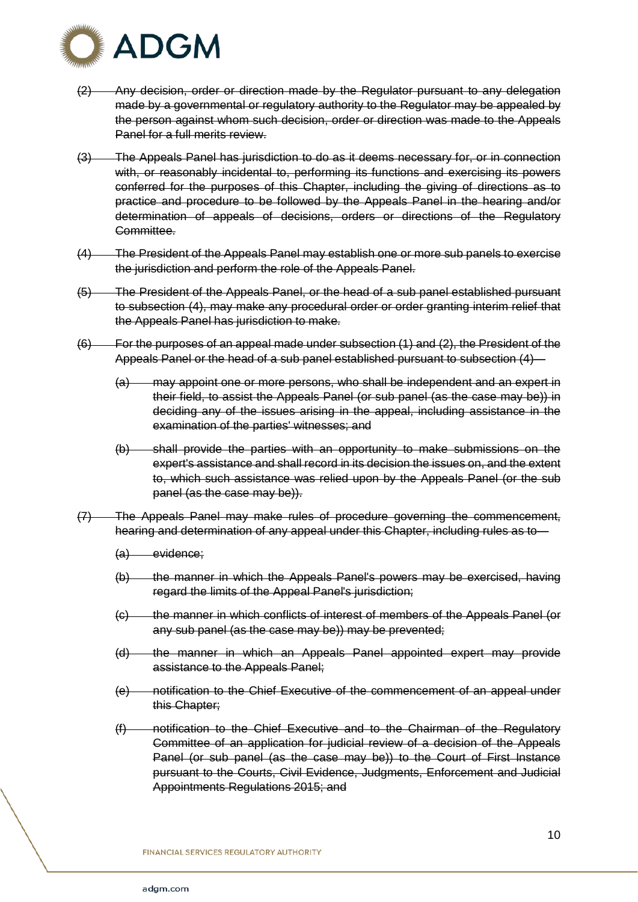~~(2) Any decision, order or direction made by the Regulator pursuant to any delegation made by a governmental or regulatory authority to the Regulator may be appealed by the person against whom such decision, order or direction was made to the Appeals Panel for a full merits review.~~

~~(3) The Appeals Panel has jurisdiction to do as it deems necessary for, or in connection with, or reasonably incidental to, performing its functions and exercising its powers conferred for the purposes of this Chapter, including the giving of directions as to practice and procedure to be followed by the Appeals Panel in the hearing and/or determination of appeals of decisions, orders or directions of the Regulatory Committee.~~

~~(4) The President of the Appeals Panel may establish one or more sub panels to exercise the jurisdiction and perform the role of the Appeals Panel.~~

~~(5) The President of the Appeals Panel, or the head of a sub panel established pursuant to subsection (4), may make any procedural order or order granting interim relief that the Appeals Panel has jurisdiction to make.~~

~~(6) For the purposes of an appeal made under subsection (1) and (2), the President of the Appeals Panel or the head of a sub panel established pursuant to subsection (4)—~~

> ~~(a) may appoint one or more persons, who shall be independent and an expert in their field, to assist the Appeals Panel (or sub panel (as the case may be)) in deciding any of the issues arising in the appeal, including assistance in the examination of the parties' witnesses; and~~
>
> ~~(b) shall provide the parties with an opportunity to make submissions on the expert's assistance and shall record in its decision the issues on, and the extent to, which such assistance was relied upon by the Appeals Panel (or the sub panel (as the case may be)).~~

~~(7) The Appeals Panel may make rules of procedure governing the commencement, hearing and determination of any appeal under this Chapter, including rules as to—~~

> ~~(a) evidence;~~
>
> ~~(b) the manner in which the Appeals Panel's powers may be exercised, having regard the limits of the Appeal Panel's jurisdiction;~~
>
> ~~(c) the manner in which conflicts of interest of members of the Appeals Panel (or any sub panel (as the case may be)) may be prevented;~~
>
> ~~(d) the manner in which an Appeals Panel appointed expert may provide assistance to the Appeals Panel;~~
>
> ~~(e) notification to the Chief Executive of the commencement of an appeal under this Chapter;~~
>
> ~~(f) notification to the Chief Executive and to the Chairman of the Regulatory Committee of an application for judicial review of a decision of the Appeals Panel (or sub panel (as the case may be)) to the Court of First Instance pursuant to the Courts, Civil Evidence, Judgments, Enforcement and Judicial Appointments Regulations 2015; and~~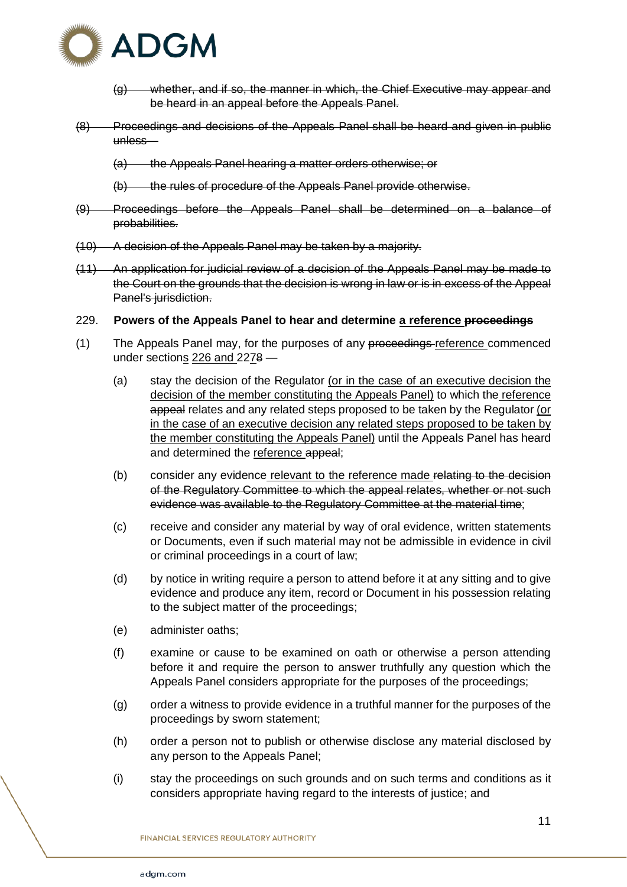~~(g) whether, and if so, the manner in which, the Chief Executive may appear and be heard in an appeal before the Appeals Panel.~~

~~(8) Proceedings and decisions of the Appeals Panel shall be heard and given in public unless—~~

~~(a) the Appeals Panel hearing a matter orders otherwise; or~~

~~(b) the rules of procedure of the Appeals Panel provide otherwise.~~

~~(9) Proceedings before the Appeals Panel shall be determined on a balance of probabilities.~~

~~(10) A decision of the Appeals Panel may be taken by a majority.~~

~~(11) An application for judicial review of a decision of the Appeals Panel may be made to the Court on the grounds that the decision is wrong in law or is in excess of the Appeal Panel's jurisdiction.~~

229. **Powers of the Appeals Panel to hear and determine <u>a reference</u> ~~proceedings~~**

(1) The Appeals Panel may, for the purposes of any ~~proceedings~~ <u>reference</u> commenced under sections <u>226 and</u> 227~~8~~ —

(a) stay the decision of the Regulator <u>(or in the case of an executive decision the decision of the member constituting the Appeals Panel)</u> to which the <u>reference</u> ~~appeal~~ relates and any related steps proposed to be taken by the Regulator <u>(or in the case of an executive decision any related steps proposed to be taken by the member constituting the Appeals Panel)</u> until the Appeals Panel has heard and determined the <u>reference</u> ~~appeal~~;

(b) consider any evidence <u>relevant to the reference made</u> ~~relating to the decision of the Regulatory Committee to which the appeal relates, whether or not such evidence was available to the Regulatory Committee at the material time~~;

(c) receive and consider any material by way of oral evidence, written statements or Documents, even if such material may not be admissible in evidence in civil or criminal proceedings in a court of law;

(d) by notice in writing require a person to attend before it at any sitting and to give evidence and produce any item, record or Document in his possession relating to the subject matter of the proceedings;

(e) administer oaths;

(f) examine or cause to be examined on oath or otherwise a person attending before it and require the person to answer truthfully any question which the Appeals Panel considers appropriate for the purposes of the proceedings;

(g) order a witness to provide evidence in a truthful manner for the purposes of the proceedings by sworn statement;

(h) order a person not to publish or otherwise disclose any material disclosed by any person to the Appeals Panel;

(i) stay the proceedings on such grounds and on such terms and conditions as it considers appropriate having regard to the interests of justice; and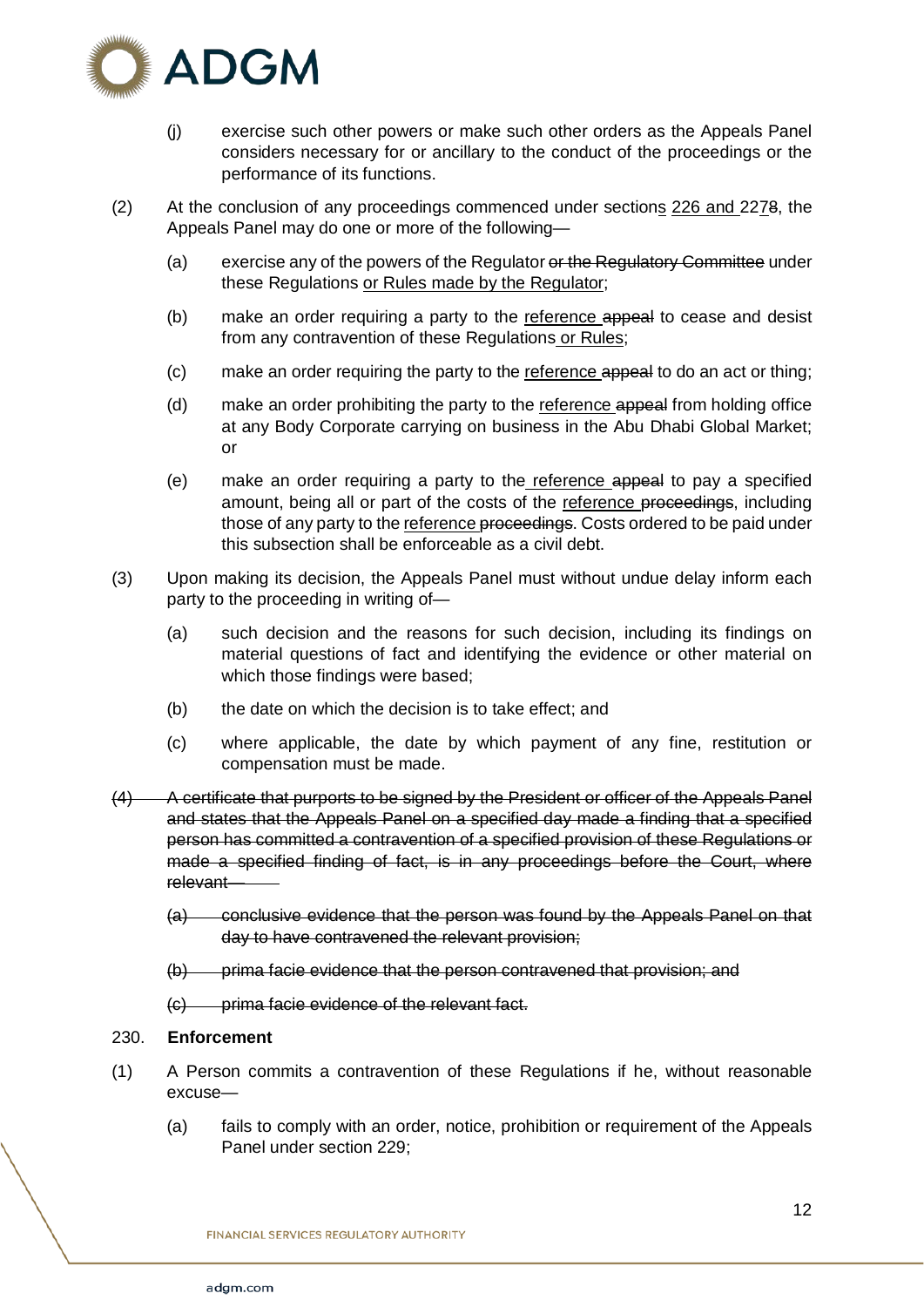(j) exercise such other powers or make such other orders as the Appeals Panel considers necessary for or ancillary to the conduct of the proceedings or the performance of its functions.

(2) At the conclusion of any proceedings commenced under sections <u>226 and </u>227~~8~~, the Appeals Panel may do one or more of the following—

(a) exercise any of the powers of the Regulator ~~or the Regulatory Committee~~ under these Regulations <u>or Rules made by the Regulator</u>;

(b) make an order requiring a party to the <u>reference </u>~~appeal~~ to cease and desist from any contravention of these Regulations<u> or Rules</u>;

(c) make an order requiring the party to the <u>reference </u>~~appeal~~ to do an act or thing;

(d) make an order prohibiting the party to the <u>reference </u>~~appeal~~ from holding office at any Body Corporate carrying on business in the Abu Dhabi Global Market; or

(e) make an order requiring a party to the<u> reference </u>~~appeal~~ to pay a specified amount, being all or part of the costs of the <u>reference </u>~~proceedings~~, including those of any party to the <u>reference </u>~~proceedings~~. Costs ordered to be paid under this subsection shall be enforceable as a civil debt.

(3) Upon making its decision, the Appeals Panel must without undue delay inform each party to the proceeding in writing of—

(a) such decision and the reasons for such decision, including its findings on material questions of fact and identifying the evidence or other material on which those findings were based;

(b) the date on which the decision is to take effect; and

(c) where applicable, the date by which payment of any fine, restitution or compensation must be made.

~~(4) A certificate that purports to be signed by the President or officer of the Appeals Panel and states that the Appeals Panel on a specified day made a finding that a specified person has committed a contravention of a specified provision of these Regulations or made a specified finding of fact, is in any proceedings before the Court, where relevant—~~

~~(a) conclusive evidence that the person was found by the Appeals Panel on that day to have contravened the relevant provision;~~

~~(b) prima facie evidence that the person contravened that provision; and~~

~~(c) prima facie evidence of the relevant fact.~~

230. **Enforcement**

(1) A Person commits a contravention of these Regulations if he, without reasonable excuse—

(a) fails to comply with an order, notice, prohibition or requirement of the Appeals Panel under section 229;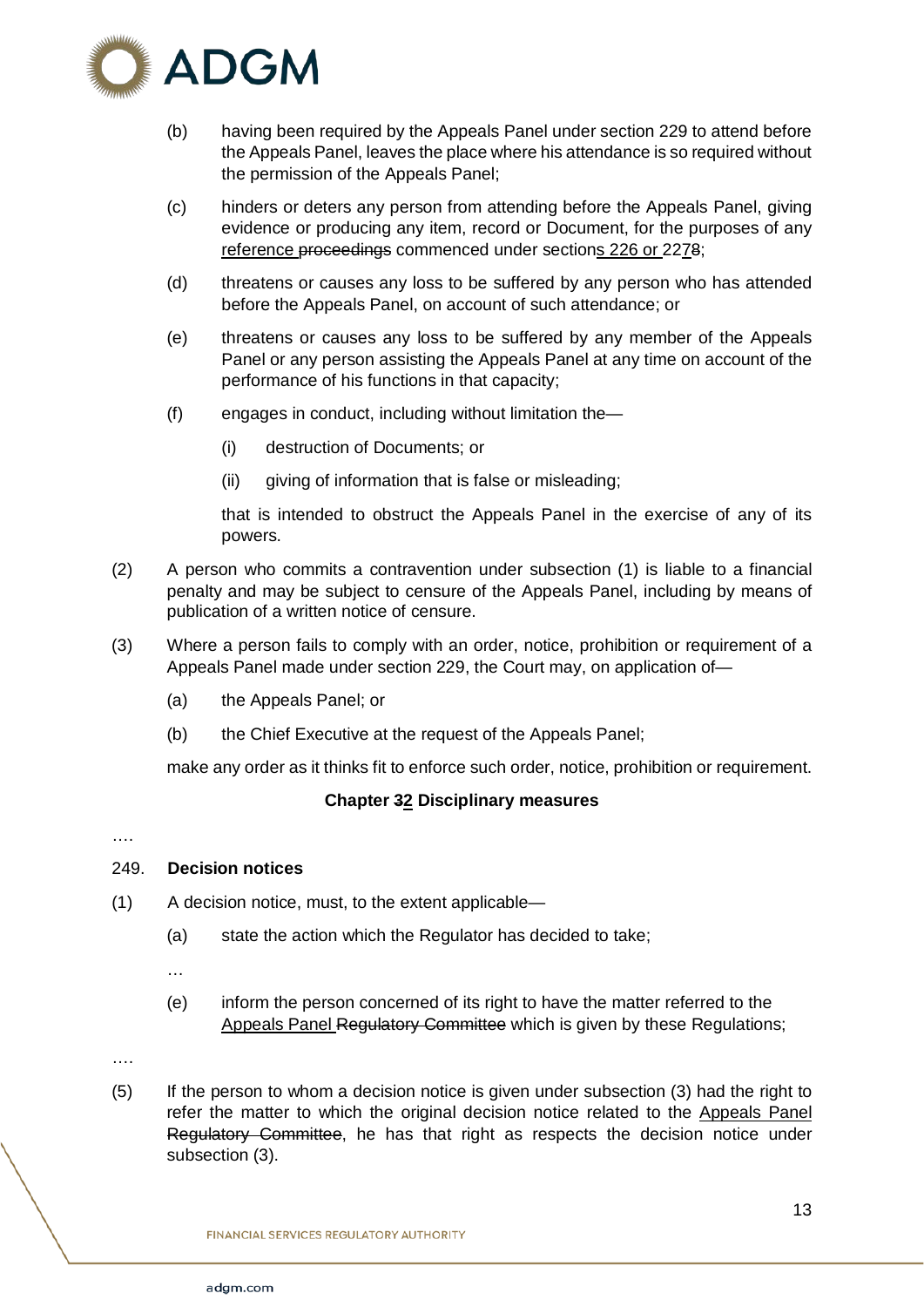(b) having been required by the Appeals Panel under section 229 to attend before the Appeals Panel, leaves the place where his attendance is so required without the permission of the Appeals Panel;

(c) hinders or deters any person from attending before the Appeals Panel, giving evidence or producing any item, record or Document, for the purposes of any <u>reference</u> ~~proceedings~~ commenced under section<u>s 226 or</u> 227~~8~~;

(d) threatens or causes any loss to be suffered by any person who has attended before the Appeals Panel, on account of such attendance; or

(e) threatens or causes any loss to be suffered by any member of the Appeals Panel or any person assisting the Appeals Panel at any time on account of the performance of his functions in that capacity;

(f) engages in conduct, including without limitation the—

(i) destruction of Documents; or

(ii) giving of information that is false or misleading;

that is intended to obstruct the Appeals Panel in the exercise of any of its powers.

(2) A person who commits a contravention under subsection (1) is liable to a financial penalty and may be subject to censure of the Appeals Panel, including by means of publication of a written notice of censure.

(3) Where a person fails to comply with an order, notice, prohibition or requirement of a Appeals Panel made under section 229, the Court may, on application of—

(a) the Appeals Panel; or

(b) the Chief Executive at the request of the Appeals Panel;

make any order as it thinks fit to enforce such order, notice, prohibition or requirement.

**Chapter ~~3~~<u>2</u> Disciplinary measures**

….

249. **Decision notices**

(1) A decision notice, must, to the extent applicable—

(a) state the action which the Regulator has decided to take;

…

(e) inform the person concerned of its right to have the matter referred to the <u>Appeals Panel</u> ~~Regulatory Committee~~ which is given by these Regulations;

….

(5) If the person to whom a decision notice is given under subsection (3) had the right to refer the matter to which the original decision notice related to the <u>Appeals Panel</u> ~~Regulatory Committee~~, he has that right as respects the decision notice under subsection (3).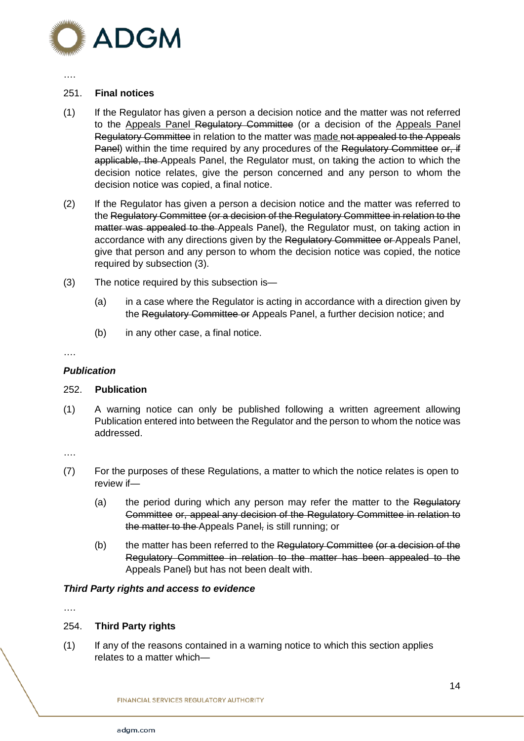….

251. **Final notices**

(1) If the Regulator has given a person a decision notice and the matter was not referred to the <u>Appeals Panel</u> ~~Regulatory Committee~~ (or a decision of the <u>Appeals Panel</u> ~~Regulatory Committee~~ in relation to the matter was <u>made</u> ~~not appealed to the Appeals Panel~~) within the time required by any procedures of the ~~Regulatory Committee or, if applicable, the~~ Appeals Panel, the Regulator must, on taking the action to which the decision notice relates, give the person concerned and any person to whom the decision notice was copied, a final notice.

(2) If the Regulator has given a person a decision notice and the matter was referred to the ~~Regulatory Committee (or a decision of the Regulatory Committee in relation to the matter was appealed to the~~ Appeals Panel~~)~~, the Regulator must, on taking action in accordance with any directions given by the ~~Regulatory Committee or~~ Appeals Panel, give that person and any person to whom the decision notice was copied, the notice required by subsection (3).

(3) The notice required by this subsection is—

(a) in a case where the Regulator is acting in accordance with a direction given by the ~~Regulatory Committee or~~ Appeals Panel, a further decision notice; and

(b) in any other case, a final notice.

….

***Publication***

252. **Publication**

(1) A warning notice can only be published following a written agreement allowing Publication entered into between the Regulator and the person to whom the notice was addressed.

….

(7) For the purposes of these Regulations, a matter to which the notice relates is open to review if—

(a) the period during which any person may refer the matter to the ~~Regulatory Committee or, appeal any decision of the Regulatory Committee in relation to the matter to the~~ Appeals Panel~~,~~ is still running; or

(b) the matter has been referred to the ~~Regulatory Committee (or a decision of the Regulatory Committee in relation to the matter has been appealed to the~~ Appeals Panel~~)~~ but has not been dealt with.

***Third Party rights and access to evidence***

….

254. **Third Party rights**

(1) If any of the reasons contained in a warning notice to which this section applies relates to a matter which—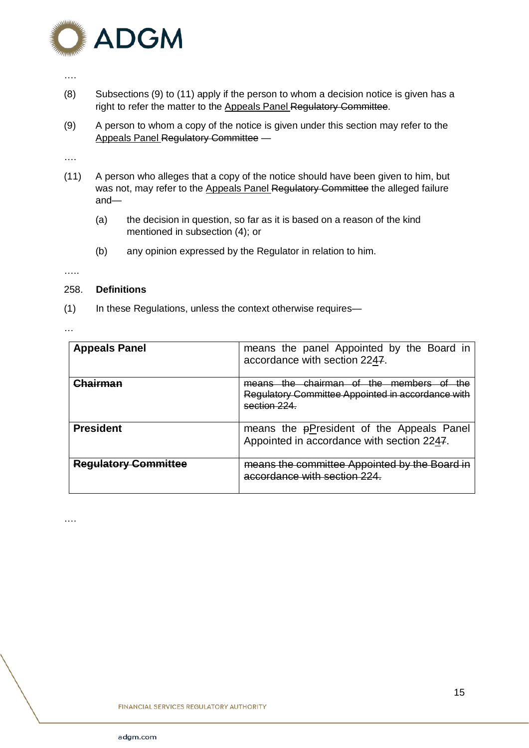….

(8) Subsections (9) to (11) apply if the person to whom a decision notice is given has a right to refer the matter to the <u>Appeals Panel</u> ~~Regulatory Committee~~.

(9) A person to whom a copy of the notice is given under this section may refer to the <u>Appeals Panel</u> ~~Regulatory Committee~~ —

….

(11) A person who alleges that a copy of the notice should have been given to him, but was not, may refer to the <u>Appeals Panel</u> ~~Regulatory Committee~~ the alleged failure and—

(a) the decision in question, so far as it is based on a reason of the kind mentioned in subsection (4); or

(b) any opinion expressed by the Regulator in relation to him.

…..

258. **Definitions**

(1) In these Regulations, unless the context otherwise requires—

…

| | |
|---|---|
| **Appeals Panel** | means the panel Appointed by the Board in accordance with section 22<u>4</u>~~7~~. |
| ~~**Chairman**~~ | ~~means the chairman of the members of the Regulatory Committee Appointed in accordance with section 224.~~ |
| **President** | means the ~~p~~<u>P</u>resident of the Appeals Panel Appointed in accordance with section 22<u>4</u>~~7~~. |
| ~~**Regulatory Committee**~~ | ~~means the committee Appointed by the Board in accordance with section 224.~~ |

….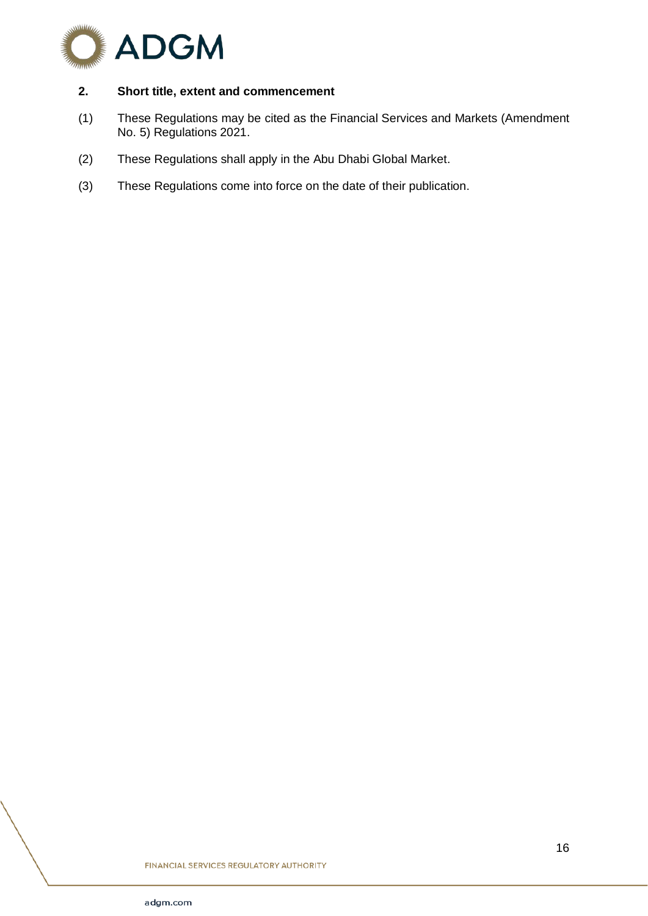**2. Short title, extent and commencement**

(1) These Regulations may be cited as the Financial Services and Markets (Amendment No. 5) Regulations 2021.

(2) These Regulations shall apply in the Abu Dhabi Global Market.

(3) These Regulations come into force on the date of their publication.